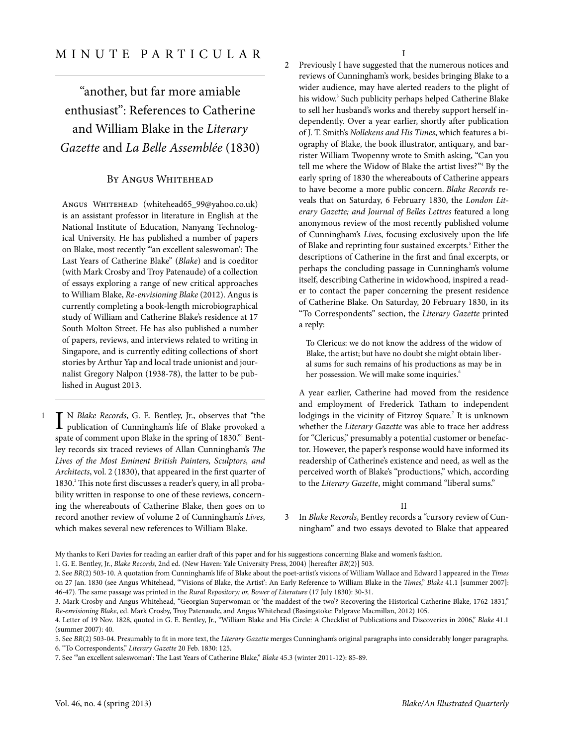MINUTE PARTICULAR

# "another, but far more amiable enthusiast": References to Catherine and William Blake in the *Literary Gazette* and *La Belle Assemblée* (1830)

## By Angus Whitehead

Angus Whitehead (whitehead65_99@yahoo.co.uk) is an assistant professor in literature in English at the National Institute of Education, Nanyang Technological University. He has published a number of papers on Blake, most recently "'an excellent saleswoman': The Last Years of Catherine Blake" (*Blake*) and is coeditor (with Mark Crosby and Troy Patenaude) of a collection of essays exploring a range of new critical approaches to William Blake, *Re-envisioning Blake* (2012). Angus is currently completing a book-length microbiographical study of William and Catherine Blake's residence at 17 South Molton Street. He has also published a number of papers, reviews, and interviews related to writing in Singapore, and is currently editing collections of short stories by Arthur Yap and local trade unionist and journalist Gregory Nalpon (1938-78), the latter to be published in August 2013.

1 In *Blake Records*, G. E. Bentley, Jr., observes that "the publication of Cunningham's life of Blake provoked a spate of comment upon Blake in the spring of 1830."[1] Bentley records six traced reviews of Allan Cunningham's *The Lives of the Most Eminent British Painters, Sculptors, and Architects*, vol. 2 (1830), that appeared in the first quarter of 1830.[2] This note first discusses a reader's query, in all probability written in response to one of these reviews, concerning the whereabouts of Catherine Blake, then goes on to record another review of volume 2 of Cunningham's *Lives*, which makes several new references to William Blake.

### I

2 Previously I have suggested that the numerous notices and reviews of Cunningham's work, besides bringing Blake to a wider audience, may have alerted readers to the plight of his widow.[3] Such publicity perhaps helped Catherine Blake to sell her husband's works and thereby support herself independently. Over a year earlier, shortly after publication of J. T. Smith's *Nollekens and His Times*, which features a biography of Blake, the book illustrator, antiquary, and barrister William Twopenny wrote to Smith asking, "Can you tell me where the Widow of Blake the artist lives?"[4] By the early spring of 1830 the whereabouts of Catherine appears to have become a more public concern. *Blake Records* reveals that on Saturday, 6 February 1830, the *London Literary Gazette; and Journal of Belles Lettres* featured a long anonymous review of the most recently published volume of Cunningham's *Lives*, focusing exclusively upon the life of Blake and reprinting four sustained excerpts.[5] Either the descriptions of Catherine in the first and final excerpts, or perhaps the concluding passage in Cunningham's volume itself, describing Catherine in widowhood, inspired a reader to contact the paper concerning the present residence of Catherine Blake. On Saturday, 20 February 1830, in its "To Correspondents" section, the *Literary Gazette* printed a reply:

> To Clericus: we do not know the address of the widow of Blake, the artist; but have no doubt she might obtain liberal sums for such remains of his productions as may be in her possession. We will make some inquiries.[6]

A year earlier, Catherine had moved from the residence and employment of Frederick Tatham to independent lodgings in the vicinity of Fitzroy Square.[7] It is unknown whether the *Literary Gazette* was able to trace her address for "Clericus," presumably a potential customer or benefactor. However, the paper's response would have informed its readership of Catherine's existence and need, as well as the perceived worth of Blake's "productions," which, according to the *Literary Gazette*, might command "liberal sums."

### II

3 In *Blake Records*, Bentley records a "cursory review of Cunningham" and two essays devoted to Blake that appeared

---

My thanks to Keri Davies for reading an earlier draft of this paper and for his suggestions concerning Blake and women's fashion.

1. G. E. Bentley, Jr., *Blake Records*, 2nd ed. (New Haven: Yale University Press, 2004) [hereafter *BR*(2)] 503.

2. See *BR*(2) 503-10. A quotation from Cunningham's life of Blake about the poet-artist's visions of William Wallace and Edward I appeared in the *Times* on 27 Jan. 1830 (see Angus Whitehead, "'Visions of Blake, the Artist': An Early Reference to William Blake in the *Times*," *Blake* 41.1 [summer 2007]: 46-47). The same passage was printed in the *Rural Repository; or, Bower of Literature* (17 July 1830): 30-31.

3. Mark Crosby and Angus Whitehead, "Georgian Superwoman or 'the maddest of the two'? Recovering the Historical Catherine Blake, 1762-1831," *Re-envisioning Blake*, ed. Mark Crosby, Troy Patenaude, and Angus Whitehead (Basingstoke: Palgrave Macmillan, 2012) 105.

4. Letter of 19 Nov. 1828, quoted in G. E. Bentley, Jr., "William Blake and His Circle: A Checklist of Publications and Discoveries in 2006," *Blake* 41.1 (summer 2007): 40.

5. See *BR*(2) 503-04. Presumably to fit in more text, the *Literary Gazette* merges Cunningham's original paragraphs into considerably longer paragraphs.

6. "To Correspondents," *Literary Gazette* 20 Feb. 1830: 125.

7. See "'an excellent saleswoman': The Last Years of Catherine Blake," *Blake* 45.3 (winter 2011-12): 85-89.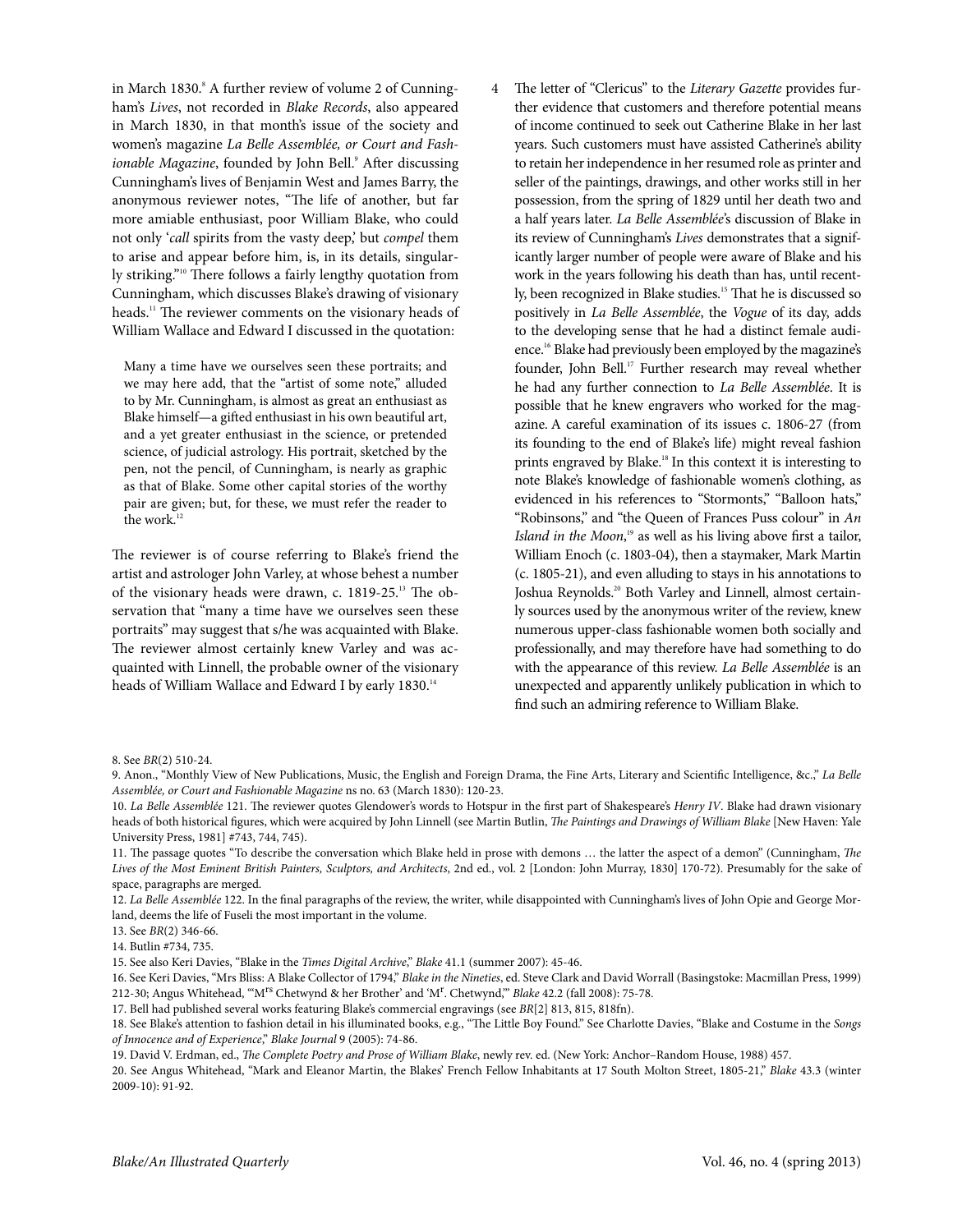in March 1830.[8] A further review of volume 2 of Cunningham's *Lives*, not recorded in *Blake Records*, also appeared in March 1830, in that month's issue of the society and women's magazine *La Belle Assemblée, or Court and Fashionable Magazine*, founded by John Bell.[9] After discussing Cunningham's lives of Benjamin West and James Barry, the anonymous reviewer notes, "The life of another, but far more amiable enthusiast, poor William Blake, who could not only '*call* spirits from the vasty deep,' but *compel* them to arise and appear before him, is, in its details, singularly striking."[10] There follows a fairly lengthy quotation from Cunningham, which discusses Blake's drawing of visionary heads.[11] The reviewer comments on the visionary heads of William Wallace and Edward I discussed in the quotation:

> Many a time have we ourselves seen these portraits; and we may here add, that the "artist of some note," alluded to by Mr. Cunningham, is almost as great an enthusiast as Blake himself—a gifted enthusiast in his own beautiful art, and a yet greater enthusiast in the science, or pretended science, of judicial astrology. His portrait, sketched by the pen, not the pencil, of Cunningham, is nearly as graphic as that of Blake. Some other capital stories of the worthy pair are given; but, for these, we must refer the reader to the work.[12]

The reviewer is of course referring to Blake's friend the artist and astrologer John Varley, at whose behest a number of the visionary heads were drawn, c. 1819-25.[13] The observation that "many a time have we ourselves seen these portraits" may suggest that s/he was acquainted with Blake. The reviewer almost certainly knew Varley and was acquainted with Linnell, the probable owner of the visionary heads of William Wallace and Edward I by early 1830.[14]

4 The letter of "Clericus" to the *Literary Gazette* provides further evidence that customers and therefore potential means of income continued to seek out Catherine Blake in her last years. Such customers must have assisted Catherine's ability to retain her independence in her resumed role as printer and seller of the paintings, drawings, and other works still in her possession, from the spring of 1829 until her death two and a half years later. *La Belle Assemblée*'s discussion of Blake in its review of Cunningham's *Lives* demonstrates that a significantly larger number of people were aware of Blake and his work in the years following his death than has, until recently, been recognized in Blake studies.[15] That he is discussed so positively in *La Belle Assemblée*, the *Vogue* of its day, adds to the developing sense that he had a distinct female audience.[16] Blake had previously been employed by the magazine's founder, John Bell.[17] Further research may reveal whether he had any further connection to *La Belle Assemblée*. It is possible that he knew engravers who worked for the magazine. A careful examination of its issues c. 1806-27 (from its founding to the end of Blake's life) might reveal fashion prints engraved by Blake.[18] In this context it is interesting to note Blake's knowledge of fashionable women's clothing, as evidenced in his references to "Stormonts," "Balloon hats," "Robinsons," and "the Queen of Frances Puss colour" in *An Island in the Moon*,[19] as well as his living above first a tailor, William Enoch (c. 1803-04), then a staymaker, Mark Martin (c. 1805-21), and even alluding to stays in his annotations to Joshua Reynolds.[20] Both Varley and Linnell, almost certainly sources used by the anonymous writer of the review, knew numerous upper-class fashionable women both socially and professionally, and may therefore have had something to do with the appearance of this review. *La Belle Assemblée* is an unexpected and apparently unlikely publication in which to find such an admiring reference to William Blake.

8. See *BR*(2) 510-24.

9. Anon., "Monthly View of New Publications, Music, the English and Foreign Drama, the Fine Arts, Literary and Scientific Intelligence, &c.," *La Belle Assemblée, or Court and Fashionable Magazine* ns no. 63 (March 1830): 120-23.

10. *La Belle Assemblée* 121. The reviewer quotes Glendower's words to Hotspur in the first part of Shakespeare's *Henry IV*. Blake had drawn visionary heads of both historical figures, which were acquired by John Linnell (see Martin Butlin, *The Paintings and Drawings of William Blake* [New Haven: Yale University Press, 1981] #743, 744, 745).

11. The passage quotes "To describe the conversation which Blake held in prose with demons … the latter the aspect of a demon" (Cunningham, *The Lives of the Most Eminent British Painters, Sculptors, and Architects*, 2nd ed., vol. 2 [London: John Murray, 1830] 170-72). Presumably for the sake of space, paragraphs are merged.

12. *La Belle Assemblée* 122. In the final paragraphs of the review, the writer, while disappointed with Cunningham's lives of John Opie and George Morland, deems the life of Fuseli the most important in the volume.

13. See *BR*(2) 346-66.

14. Butlin #734, 735.

15. See also Keri Davies, "Blake in the *Times Digital Archive*," *Blake* 41.1 (summer 2007): 45-46.

16. See Keri Davies, "Mrs Bliss: A Blake Collector of 1794," *Blake in the Nineties*, ed. Steve Clark and David Worrall (Basingstoke: Macmillan Press, 1999) 212-30; Angus Whitehead, "'M^rs^ Chetwynd & her Brother' and 'M^r^. Chetwynd,'" *Blake* 42.2 (fall 2008): 75-78.

17. Bell had published several works featuring Blake's commercial engravings (see *BR*[2] 813, 815, 818fn).

18. See Blake's attention to fashion detail in his illuminated books, e.g., "The Little Boy Found." See Charlotte Davies, "Blake and Costume in the *Songs of Innocence and of Experience*," *Blake Journal* 9 (2005): 74-86.

19. David V. Erdman, ed., *The Complete Poetry and Prose of William Blake*, newly rev. ed. (New York: Anchor–Random House, 1988) 457.

20. See Angus Whitehead, "Mark and Eleanor Martin, the Blakes' French Fellow Inhabitants at 17 South Molton Street, 1805-21," *Blake* 43.3 (winter 2009-10): 91-92.